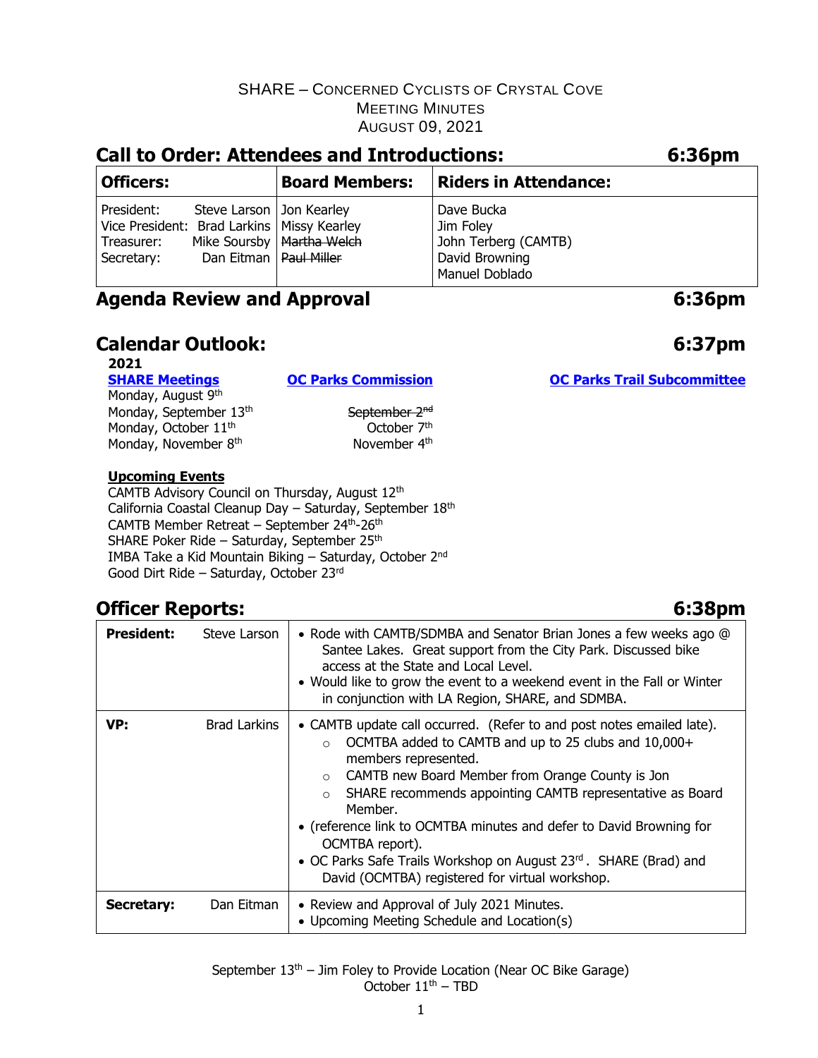SHARE – CONCERNED CYCLISTS OF CRYSTAL COVE
MEETING MINUTES
AUGUST 09, 2021

## Call to Order: Attendees and Introductions: 6:36pm

| Officers: | Board Members: | Riders in Attendance: |
|---|---|---|
| President: Steve Larson<br>Vice President: Brad Larkins<br>Treasurer: Mike Soursby<br>Secretary: Dan Eitman | Jon Kearley<br>Missy Kearley<br>~~Martha Welch~~<br>~~Paul Miller~~ | Dave Bucka<br>Jim Foley<br>John Terberg (CAMTB)<br>David Browning<br>Manuel Doblado |

## Agenda Review and Approval 6:36pm

## Calendar Outlook: 6:37pm

**2021**

| **SHARE Meetings** | **OC Parks Commission** | **OC Parks Trail Subcommittee** |
|---|---|---|
| Monday, August 9th | | |
| Monday, September 13th | ~~September 2nd~~ | |
| Monday, October 11th | October 7th | |
| Monday, November 8th | November 4th | |

**Upcoming Events**

CAMTB Advisory Council on Thursday, August 12th
California Coastal Cleanup Day – Saturday, September 18th
CAMTB Member Retreat – September 24th-26th
SHARE Poker Ride – Saturday, September 25th
IMBA Take a Kid Mountain Biking – Saturday, October 2nd
Good Dirt Ride – Saturday, October 23rd

## Officer Reports: 6:38pm

| | | |
|---|---|---|
| **President:** | Steve Larson | • Rode with CAMTB/SDMBA and Senator Brian Jones a few weeks ago @ Santee Lakes. Great support from the City Park. Discussed bike access at the State and Local Level.<br>• Would like to grow the event to a weekend event in the Fall or Winter in conjunction with LA Region, SHARE, and SDMBA. |
| **VP:** | Brad Larkins | • CAMTB update call occurred. (Refer to and post notes emailed late).<br>  ○ OCMTBA added to CAMTB and up to 25 clubs and 10,000+ members represented.<br>  ○ CAMTB new Board Member from Orange County is Jon<br>  ○ SHARE recommends appointing CAMTB representative as Board Member.<br>• (reference link to OCMTBA minutes and defer to David Browning for OCMTBA report).<br>• OC Parks Safe Trails Workshop on August 23rd. SHARE (Brad) and David (OCMTBA) registered for virtual workshop. |
| **Secretary:** | Dan Eitman | • Review and Approval of July 2021 Minutes.<br>• Upcoming Meeting Schedule and Location(s) |

September 13th – Jim Foley to Provide Location (Near OC Bike Garage)
October 11th – TBD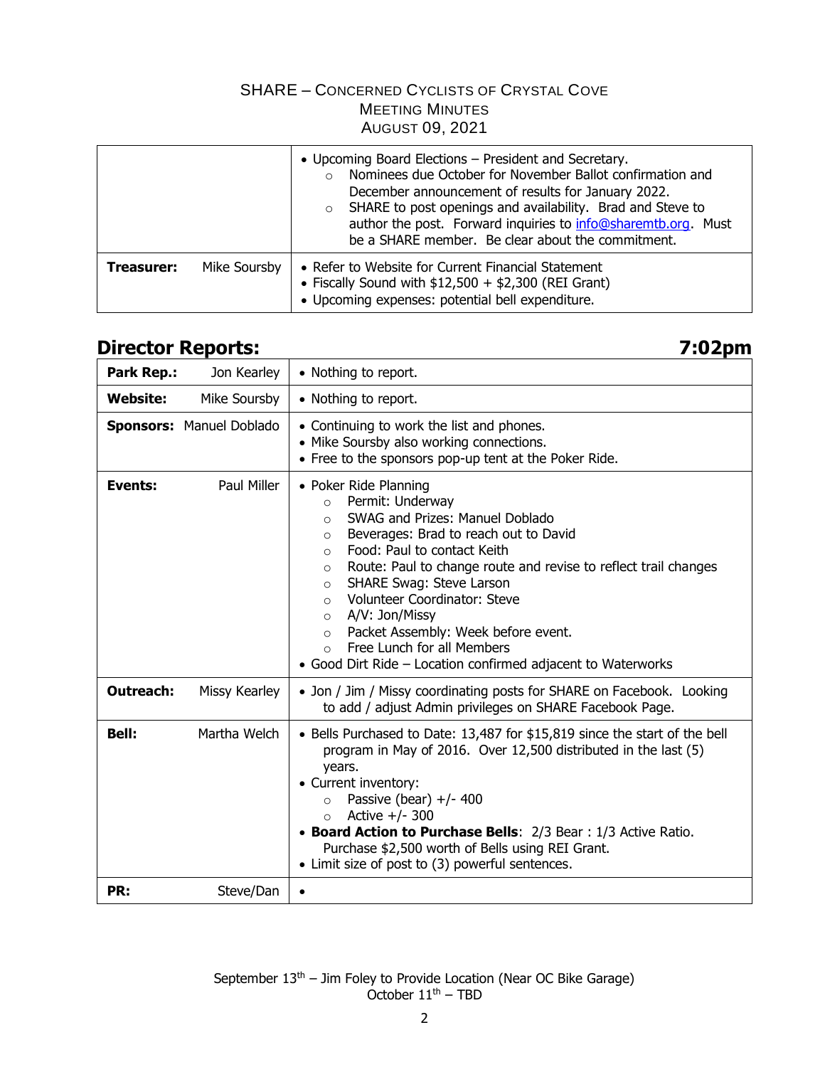SHARE – Concerned Cyclists of Crystal Cove
Meeting Minutes
August 09, 2021

| | |
|---|---|
| | • Upcoming Board Elections – President and Secretary.<br>    ○ Nominees due October for November Ballot confirmation and December announcement of results for January 2022.<br>    ○ SHARE to post openings and availability. Brad and Steve to author the post. Forward inquiries to info@sharemtb.org. Must be a SHARE member. Be clear about the commitment. |
| **Treasurer:** Mike Soursby | • Refer to Website for Current Financial Statement<br>• Fiscally Sound with $12,500 + $2,300 (REI Grant)<br>• Upcoming expenses: potential bell expenditure. |

## Director Reports: 7:02pm

| | |
|---|---|
| **Park Rep.:** Jon Kearley | • Nothing to report. |
| **Website:** Mike Soursby | • Nothing to report. |
| **Sponsors:** Manuel Doblado | • Continuing to work the list and phones.<br>• Mike Soursby also working connections.<br>• Free to the sponsors pop-up tent at the Poker Ride. |
| **Events:** Paul Miller | • Poker Ride Planning<br>    ○ Permit: Underway<br>    ○ SWAG and Prizes: Manuel Doblado<br>    ○ Beverages: Brad to reach out to David<br>    ○ Food: Paul to contact Keith<br>    ○ Route: Paul to change route and revise to reflect trail changes<br>    ○ SHARE Swag: Steve Larson<br>    ○ Volunteer Coordinator: Steve<br>    ○ A/V: Jon/Missy<br>    ○ Packet Assembly: Week before event.<br>    ○ Free Lunch for all Members<br>• Good Dirt Ride – Location confirmed adjacent to Waterworks |
| **Outreach:** Missy Kearley | • Jon / Jim / Missy coordinating posts for SHARE on Facebook. Looking to add / adjust Admin privileges on SHARE Facebook Page. |
| **Bell:** Martha Welch | • Bells Purchased to Date: 13,487 for $15,819 since the start of the bell program in May of 2016. Over 12,500 distributed in the last (5) years.<br>• Current inventory:<br>    ○ Passive (bear) +/- 400<br>    ○ Active +/- 300<br>• **Board Action to Purchase Bells**: 2/3 Bear : 1/3 Active Ratio. Purchase $2,500 worth of Bells using REI Grant.<br>• Limit size of post to (3) powerful sentences. |
| **PR:** Steve/Dan | • |

September 13th – Jim Foley to Provide Location (Near OC Bike Garage)
October 11th – TBD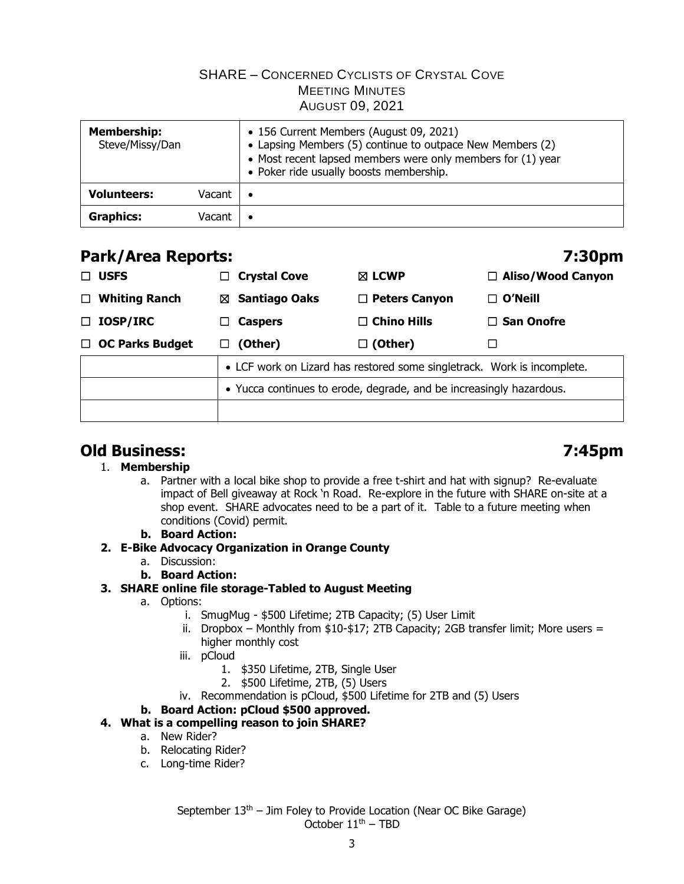SHARE – CONCERNED CYCLISTS OF CRYSTAL COVE
MEETING MINUTES
AUGUST 09, 2021

| **Membership:** Steve/Missy/Dan | | • 156 Current Members (August 09, 2021)<br>• Lapsing Members (5) continue to outpace New Members (2)<br>• Most recent lapsed members were only members for (1) year<br>• Poker ride usually boosts membership. |
|---|---|---|
| **Volunteers:** | Vacant | • |
| **Graphics:** | Vacant | • |

## Park/Area Reports: 7:30pm

| | | | |
|---|---|---|---|
| ☐ **USFS** | ☐ **Crystal Cove** | ☒ **LCWP** | ☐ **Aliso/Wood Canyon** |
| ☐ **Whiting Ranch** | ☒ **Santiago Oaks** | ☐ **Peters Canyon** | ☐ **O'Neill** |
| ☐ **IOSP/IRC** | ☐ **Caspers** | ☐ **Chino Hills** | ☐ **San Onofre** |
| ☐ **OC Parks Budget** | ☐ **(Other)** | ☐ **(Other)** | ☐ |

| | |
|---|---|
| | • LCF work on Lizard has restored some singletrack. Work is incomplete. |
| | • Yucca continues to erode, degrade, and be increasingly hazardous. |
| | |

## Old Business: 7:45pm

1. **Membership**
   a. Partner with a local bike shop to provide a free t-shirt and hat with signup? Re-evaluate impact of Bell giveaway at Rock 'n Road. Re-explore in the future with SHARE on-site at a shop event. SHARE advocates need to be a part of it. Table to a future meeting when conditions (Covid) permit.
   **b. Board Action:**
2. **E-Bike Advocacy Organization in Orange County**
   a. Discussion:
   **b. Board Action:**
3. **SHARE online file storage-Tabled to August Meeting**
   a. Options:
      i. SmugMug - $500 Lifetime; 2TB Capacity; (5) User Limit
      ii. Dropbox – Monthly from $10-$17; 2TB Capacity; 2GB transfer limit; More users = higher monthly cost
      iii. pCloud
         1. $350 Lifetime, 2TB, Single User
         2. $500 Lifetime, 2TB, (5) Users
      iv. Recommendation is pCloud, $500 Lifetime for 2TB and (5) Users
   **b. Board Action: pCloud $500 approved.**
4. **What is a compelling reason to join SHARE?**
   a. New Rider?
   b. Relocating Rider?
   c. Long-time Rider?

September 13th – Jim Foley to Provide Location (Near OC Bike Garage)
October 11th – TBD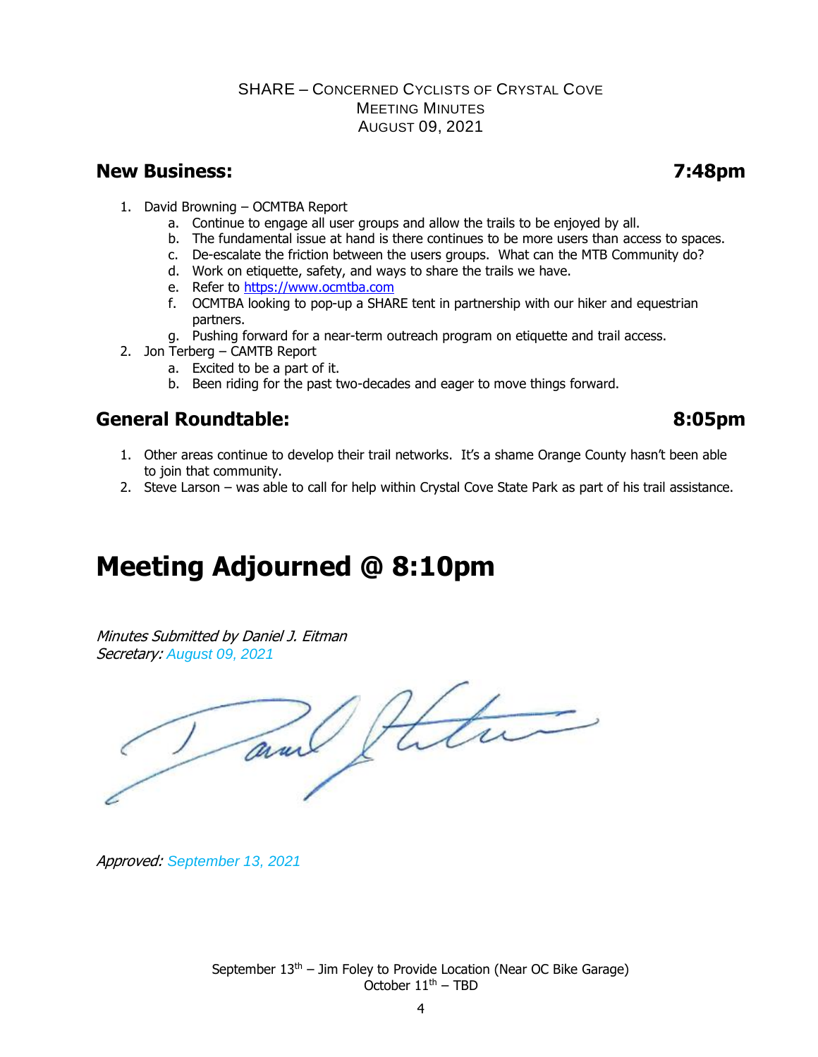SHARE – CONCERNED CYCLISTS OF CRYSTAL COVE
MEETING MINUTES
AUGUST 09, 2021

## New Business: 7:48pm

1. David Browning – OCMTBA Report
   a. Continue to engage all user groups and allow the trails to be enjoyed by all.
   b. The fundamental issue at hand is there continues to be more users than access to spaces.
   c. De-escalate the friction between the users groups. What can the MTB Community do?
   d. Work on etiquette, safety, and ways to share the trails we have.
   e. Refer to [https://www.ocmtba.com](https://www.ocmtba.com)
   f. OCMTBA looking to pop-up a SHARE tent in partnership with our hiker and equestrian partners.
   g. Pushing forward for a near-term outreach program on etiquette and trail access.
2. Jon Terberg – CAMTB Report
   a. Excited to be a part of it.
   b. Been riding for the past two-decades and eager to move things forward.

## General Roundtable: 8:05pm

1. Other areas continue to develop their trail networks. It's a shame Orange County hasn't been able to join that community.
2. Steve Larson – was able to call for help within Crystal Cove State Park as part of his trail assistance.

# Meeting Adjourned @ 8:10pm

*Minutes Submitted by Daniel J. Eitman*
*Secretary: August 09, 2021*

*Approved: September 13, 2021*

September 13th – Jim Foley to Provide Location (Near OC Bike Garage)
October 11th – TBD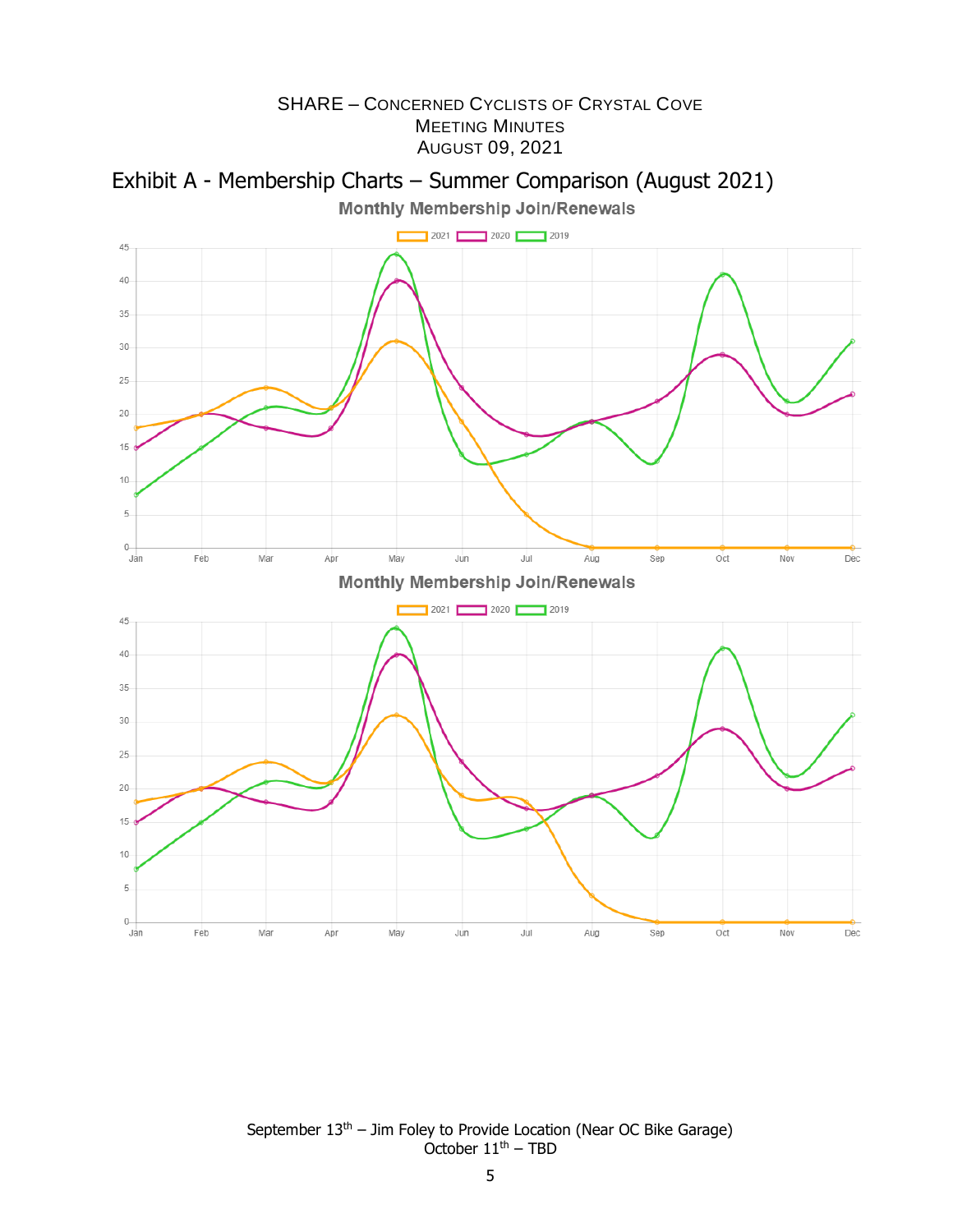SHARE – CONCERNED CYCLISTS OF CRYSTAL COVE
MEETING MINUTES
AUGUST 09, 2021

## Exhibit A - Membership Charts – Summer Comparison (August 2021)

**Monthly Membership Join/Renewals**

2021 | 2020 | 2019

**Monthly Membership Join/Renewals**

2021 | 2020 | 2019

September 13th – Jim Foley to Provide Location (Near OC Bike Garage)
October 11th – TBD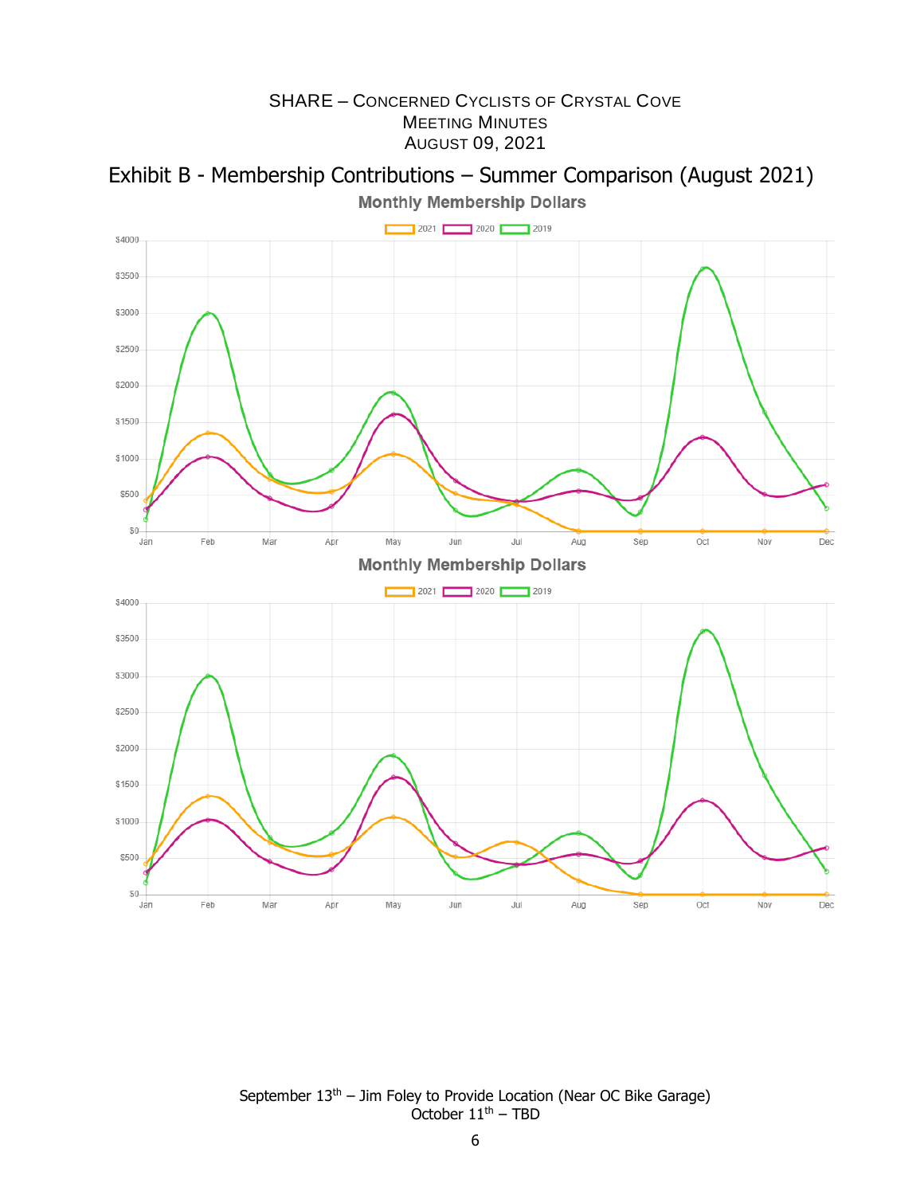SHARE – CONCERNED CYCLISTS OF CRYSTAL COVE
MEETING MINUTES
AUGUST 09, 2021

## Exhibit B - Membership Contributions – Summer Comparison (August 2021)

Monthly Membership Dollars

2021 2020 2019

$4000
$3500
$3000
$2500
$2000
$1500
$1000
$500
$0

Jan Feb Mar Apr May Jun Jul Aug Sep Oct Nov Dec

Monthly Membership Dollars

2021 2020 2019

$4000
$3500
$3000
$2500
$2000
$1500
$1000
$500
$0

Jan Feb Mar Apr May Jun Jul Aug Sep Oct Nov Dec

September 13th – Jim Foley to Provide Location (Near OC Bike Garage)
October 11th – TBD